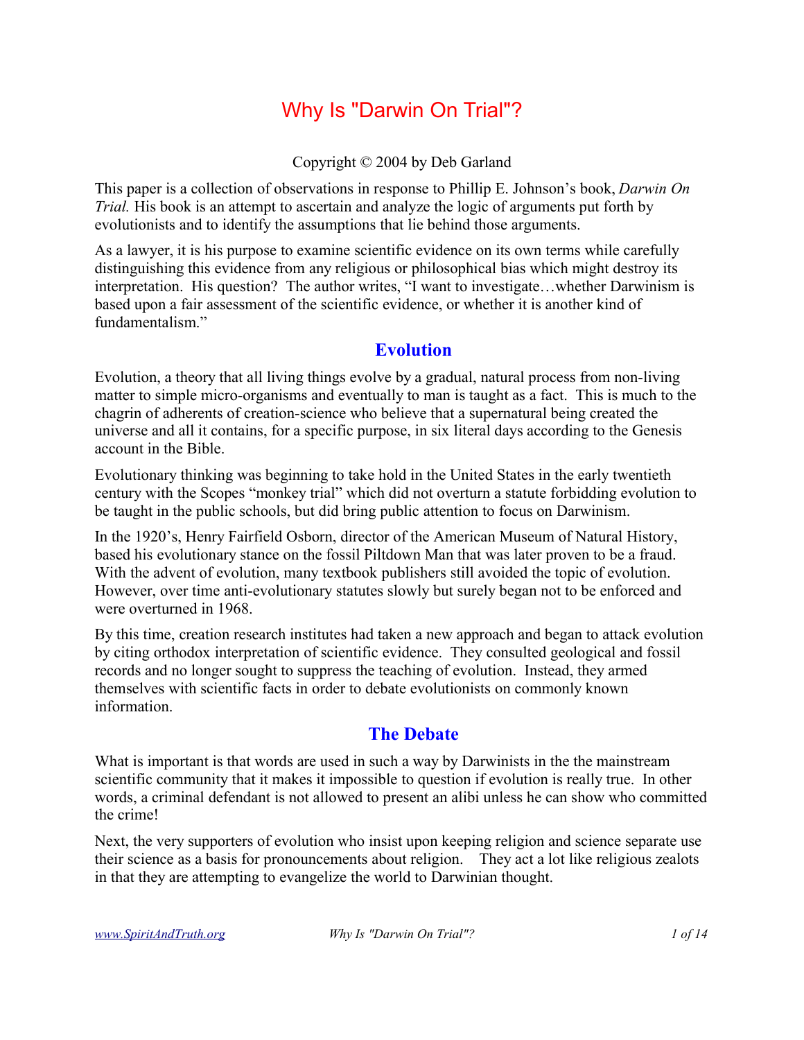# Why Is "Darwin On Trial"?

Copyright © 2004 by Deb Garland

This paper is a collection of observations in response to Phillip E. Johnson's book, *Darwin On Trial.* His book is an attempt to ascertain and analyze the logic of arguments put forth by evolutionists and to identify the assumptions that lie behind those arguments.

As a lawyer, it is his purpose to examine scientific evidence on its own terms while carefully distinguishing this evidence from any religious or philosophical bias which might destroy its interpretation. His question? The author writes, "I want to investigate…whether Darwinism is based upon a fair assessment of the scientific evidence, or whether it is another kind of fundamentalism."

## Evolution

Evolution, a theory that all living things evolve by a gradual, natural process from non-living matter to simple micro-organisms and eventually to man is taught as a fact. This is much to the chagrin of adherents of creation-science who believe that a supernatural being created the universe and all it contains, for a specific purpose, in six literal days according to the Genesis account in the Bible.

Evolutionary thinking was beginning to take hold in the United States in the early twentieth century with the Scopes "monkey trial" which did not overturn a statute forbidding evolution to be taught in the public schools, but did bring public attention to focus on Darwinism.

In the 1920's, Henry Fairfield Osborn, director of the American Museum of Natural History, based his evolutionary stance on the fossil Piltdown Man that was later proven to be a fraud. With the advent of evolution, many textbook publishers still avoided the topic of evolution. However, over time anti-evolutionary statutes slowly but surely began not to be enforced and were overturned in 1968.

By this time, creation research institutes had taken a new approach and began to attack evolution by citing orthodox interpretation of scientific evidence. They consulted geological and fossil records and no longer sought to suppress the teaching of evolution. Instead, they armed themselves with scientific facts in order to debate evolutionists on commonly known information.

## The Debate

What is important is that words are used in such a way by Darwinists in the the mainstream scientific community that it makes it impossible to question if evolution is really true. In other words, a criminal defendant is not allowed to present an alibi unless he can show who committed the crime!

Next, the very supporters of evolution who insist upon keeping religion and science separate use their science as a basis for pronouncements about religion. They act a lot like religious zealots in that they are attempting to evangelize the world to Darwinian thought.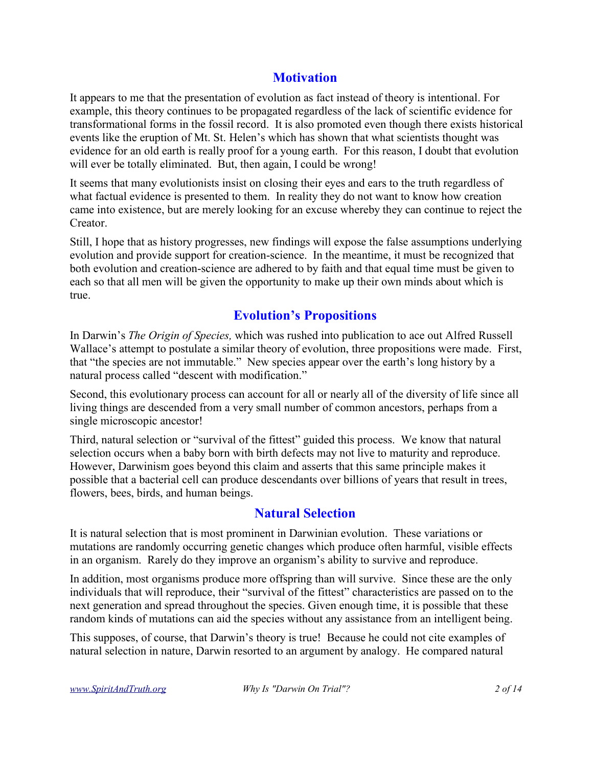## Motivation

It appears to me that the presentation of evolution as fact instead of theory is intentional. For example, this theory continues to be propagated regardless of the lack of scientific evidence for transformational forms in the fossil record. It is also promoted even though there exists historical events like the eruption of Mt. St. Helen's which has shown that what scientists thought was evidence for an old earth is really proof for a young earth. For this reason, I doubt that evolution will ever be totally eliminated. But, then again, I could be wrong!

It seems that many evolutionists insist on closing their eyes and ears to the truth regardless of what factual evidence is presented to them. In reality they do not want to know how creation came into existence, but are merely looking for an excuse whereby they can continue to reject the Creator.

Still, I hope that as history progresses, new findings will expose the false assumptions underlying evolution and provide support for creation-science. In the meantime, it must be recognized that both evolution and creation-science are adhered to by faith and that equal time must be given to each so that all men will be given the opportunity to make up their own minds about which is true.

## Evolution's Propositions

In Darwin's *The Origin of Species,* which was rushed into publication to ace out Alfred Russell Wallace's attempt to postulate a similar theory of evolution, three propositions were made. First, that "the species are not immutable." New species appear over the earth's long history by a natural process called "descent with modification."

Second, this evolutionary process can account for all or nearly all of the diversity of life since all living things are descended from a very small number of common ancestors, perhaps from a single microscopic ancestor!

Third, natural selection or "survival of the fittest" guided this process. We know that natural selection occurs when a baby born with birth defects may not live to maturity and reproduce. However, Darwinism goes beyond this claim and asserts that this same principle makes it possible that a bacterial cell can produce descendants over billions of years that result in trees, flowers, bees, birds, and human beings.

## Natural Selection

It is natural selection that is most prominent in Darwinian evolution. These variations or mutations are randomly occurring genetic changes which produce often harmful, visible effects in an organism. Rarely do they improve an organism's ability to survive and reproduce.

In addition, most organisms produce more offspring than will survive. Since these are the only individuals that will reproduce, their "survival of the fittest" characteristics are passed on to the next generation and spread throughout the species. Given enough time, it is possible that these random kinds of mutations can aid the species without any assistance from an intelligent being.

This supposes, of course, that Darwin's theory is true! Because he could not cite examples of natural selection in nature, Darwin resorted to an argument by analogy. He compared natural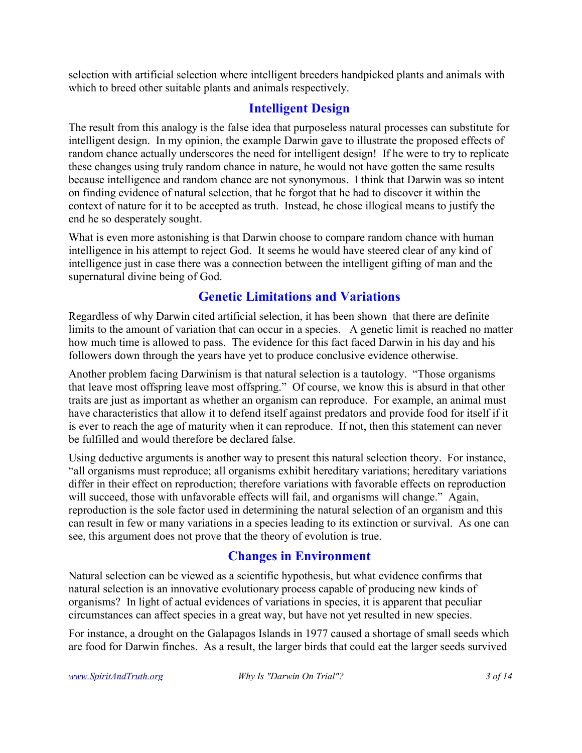selection with artificial selection where intelligent breeders handpicked plants and animals with which to breed other suitable plants and animals respectively.

## Intelligent Design

The result from this analogy is the false idea that purposeless natural processes can substitute for intelligent design. In my opinion, the example Darwin gave to illustrate the proposed effects of random chance actually underscores the need for intelligent design! If he were to try to replicate these changes using truly random chance in nature, he would not have gotten the same results because intelligence and random chance are not synonymous. I think that Darwin was so intent on finding evidence of natural selection, that he forgot that he had to discover it within the context of nature for it to be accepted as truth. Instead, he chose illogical means to justify the end he so desperately sought.

What is even more astonishing is that Darwin choose to compare random chance with human intelligence in his attempt to reject God. It seems he would have steered clear of any kind of intelligence just in case there was a connection between the intelligent gifting of man and the supernatural divine being of God.

## Genetic Limitations and Variations

Regardless of why Darwin cited artificial selection, it has been shown that there are definite limits to the amount of variation that can occur in a species. A genetic limit is reached no matter how much time is allowed to pass. The evidence for this fact faced Darwin in his day and his followers down through the years have yet to produce conclusive evidence otherwise.

Another problem facing Darwinism is that natural selection is a tautology. "Those organisms that leave most offspring leave most offspring." Of course, we know this is absurd in that other traits are just as important as whether an organism can reproduce. For example, an animal must have characteristics that allow it to defend itself against predators and provide food for itself if it is ever to reach the age of maturity when it can reproduce. If not, then this statement can never be fulfilled and would therefore be declared false.

Using deductive arguments is another way to present this natural selection theory. For instance, "all organisms must reproduce; all organisms exhibit hereditary variations; hereditary variations differ in their effect on reproduction; therefore variations with favorable effects on reproduction will succeed, those with unfavorable effects will fail, and organisms will change." Again, reproduction is the sole factor used in determining the natural selection of an organism and this can result in few or many variations in a species leading to its extinction or survival. As one can see, this argument does not prove that the theory of evolution is true.

## Changes in Environment

Natural selection can be viewed as a scientific hypothesis, but what evidence confirms that natural selection is an innovative evolutionary process capable of producing new kinds of organisms? In light of actual evidences of variations in species, it is apparent that peculiar circumstances can affect species in a great way, but have not yet resulted in new species.

For instance, a drought on the Galapagos Islands in 1977 caused a shortage of small seeds which are food for Darwin finches. As a result, the larger birds that could eat the larger seeds survived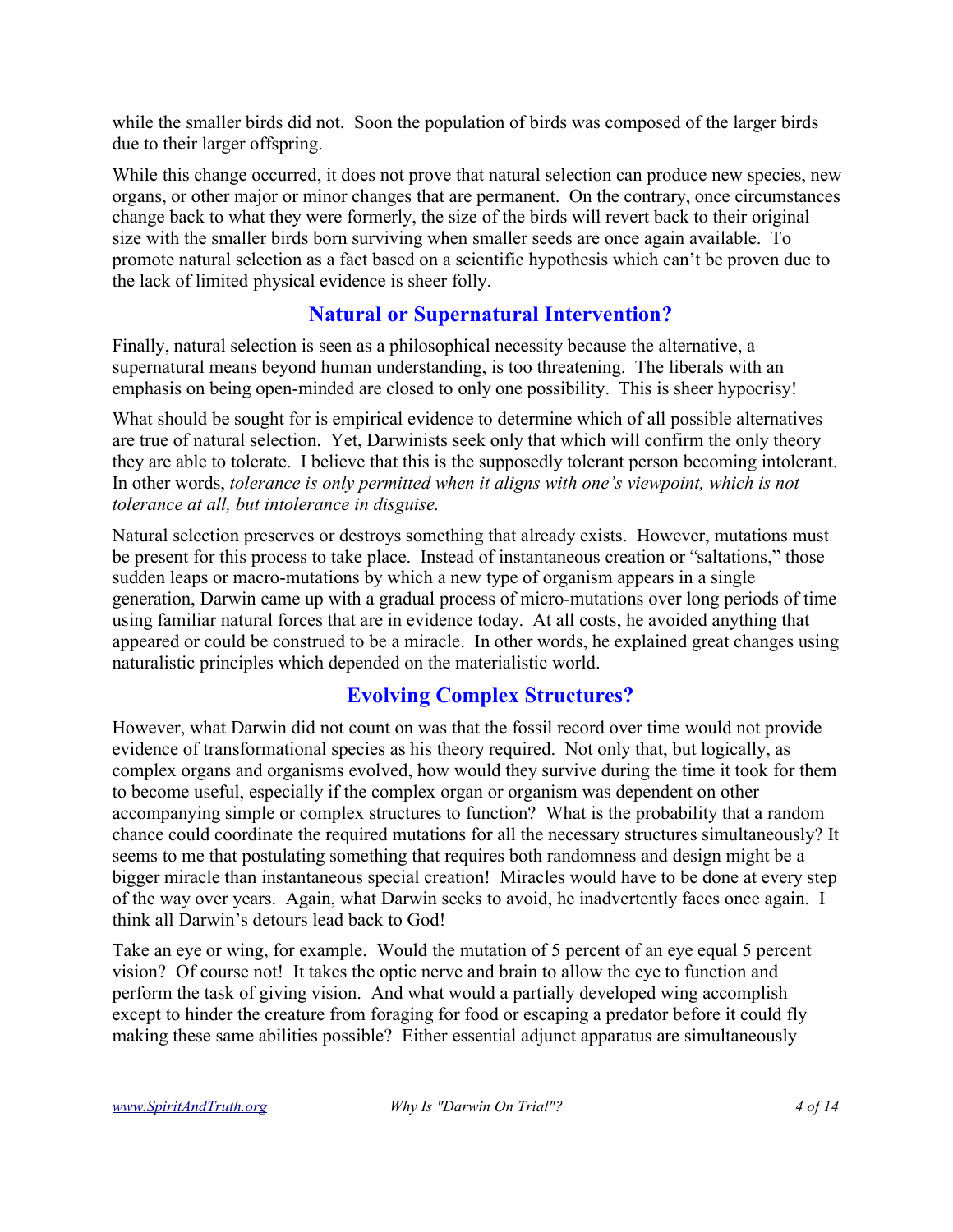while the smaller birds did not. Soon the population of birds was composed of the larger birds due to their larger offspring.

While this change occurred, it does not prove that natural selection can produce new species, new organs, or other major or minor changes that are permanent. On the contrary, once circumstances change back to what they were formerly, the size of the birds will revert back to their original size with the smaller birds born surviving when smaller seeds are once again available. To promote natural selection as a fact based on a scientific hypothesis which can't be proven due to the lack of limited physical evidence is sheer folly.

## Natural or Supernatural Intervention?

Finally, natural selection is seen as a philosophical necessity because the alternative, a supernatural means beyond human understanding, is too threatening. The liberals with an emphasis on being open-minded are closed to only one possibility. This is sheer hypocrisy!

What should be sought for is empirical evidence to determine which of all possible alternatives are true of natural selection. Yet, Darwinists seek only that which will confirm the only theory they are able to tolerate. I believe that this is the supposedly tolerant person becoming intolerant. In other words, *tolerance is only permitted when it aligns with one's viewpoint, which is not tolerance at all, but intolerance in disguise.*

Natural selection preserves or destroys something that already exists. However, mutations must be present for this process to take place. Instead of instantaneous creation or "saltations," those sudden leaps or macro-mutations by which a new type of organism appears in a single generation, Darwin came up with a gradual process of micro-mutations over long periods of time using familiar natural forces that are in evidence today. At all costs, he avoided anything that appeared or could be construed to be a miracle. In other words, he explained great changes using naturalistic principles which depended on the materialistic world.

## Evolving Complex Structures?

However, what Darwin did not count on was that the fossil record over time would not provide evidence of transformational species as his theory required. Not only that, but logically, as complex organs and organisms evolved, how would they survive during the time it took for them to become useful, especially if the complex organ or organism was dependent on other accompanying simple or complex structures to function? What is the probability that a random chance could coordinate the required mutations for all the necessary structures simultaneously? It seems to me that postulating something that requires both randomness and design might be a bigger miracle than instantaneous special creation! Miracles would have to be done at every step of the way over years. Again, what Darwin seeks to avoid, he inadvertently faces once again. I think all Darwin's detours lead back to God!

Take an eye or wing, for example. Would the mutation of 5 percent of an eye equal 5 percent vision? Of course not! It takes the optic nerve and brain to allow the eye to function and perform the task of giving vision. And what would a partially developed wing accomplish except to hinder the creature from foraging for food or escaping a predator before it could fly making these same abilities possible? Either essential adjunct apparatus are simultaneously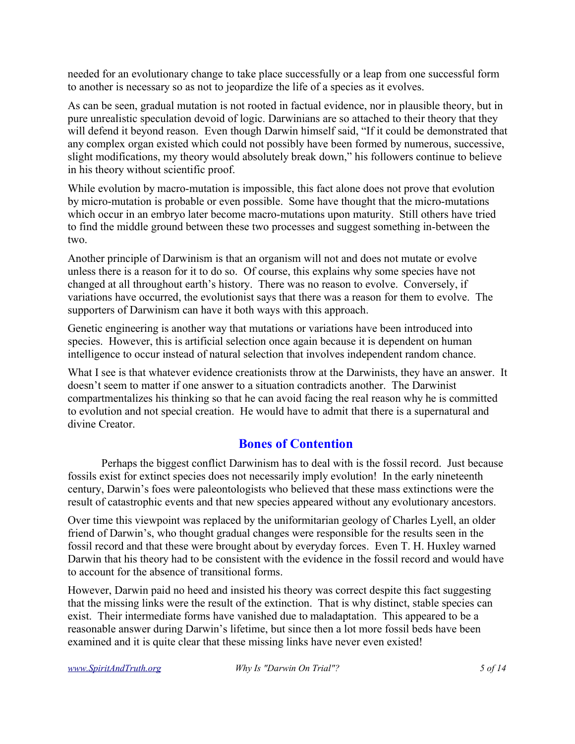needed for an evolutionary change to take place successfully or a leap from one successful form to another is necessary so as not to jeopardize the life of a species as it evolves.

As can be seen, gradual mutation is not rooted in factual evidence, nor in plausible theory, but in pure unrealistic speculation devoid of logic. Darwinians are so attached to their theory that they will defend it beyond reason. Even though Darwin himself said, "If it could be demonstrated that any complex organ existed which could not possibly have been formed by numerous, successive, slight modifications, my theory would absolutely break down," his followers continue to believe in his theory without scientific proof.

While evolution by macro-mutation is impossible, this fact alone does not prove that evolution by micro-mutation is probable or even possible. Some have thought that the micro-mutations which occur in an embryo later become macro-mutations upon maturity. Still others have tried to find the middle ground between these two processes and suggest something in-between the two.

Another principle of Darwinism is that an organism will not and does not mutate or evolve unless there is a reason for it to do so. Of course, this explains why some species have not changed at all throughout earth's history. There was no reason to evolve. Conversely, if variations have occurred, the evolutionist says that there was a reason for them to evolve. The supporters of Darwinism can have it both ways with this approach.

Genetic engineering is another way that mutations or variations have been introduced into species. However, this is artificial selection once again because it is dependent on human intelligence to occur instead of natural selection that involves independent random chance.

What I see is that whatever evidence creationists throw at the Darwinists, they have an answer. It doesn't seem to matter if one answer to a situation contradicts another. The Darwinist compartmentalizes his thinking so that he can avoid facing the real reason why he is committed to evolution and not special creation. He would have to admit that there is a supernatural and divine Creator.

## Bones of Contention

Perhaps the biggest conflict Darwinism has to deal with is the fossil record. Just because fossils exist for extinct species does not necessarily imply evolution! In the early nineteenth century, Darwin's foes were paleontologists who believed that these mass extinctions were the result of catastrophic events and that new species appeared without any evolutionary ancestors.

Over time this viewpoint was replaced by the uniformitarian geology of Charles Lyell, an older friend of Darwin's, who thought gradual changes were responsible for the results seen in the fossil record and that these were brought about by everyday forces. Even T. H. Huxley warned Darwin that his theory had to be consistent with the evidence in the fossil record and would have to account for the absence of transitional forms.

However, Darwin paid no heed and insisted his theory was correct despite this fact suggesting that the missing links were the result of the extinction. That is why distinct, stable species can exist. Their intermediate forms have vanished due to maladaptation. This appeared to be a reasonable answer during Darwin's lifetime, but since then a lot more fossil beds have been examined and it is quite clear that these missing links have never even existed!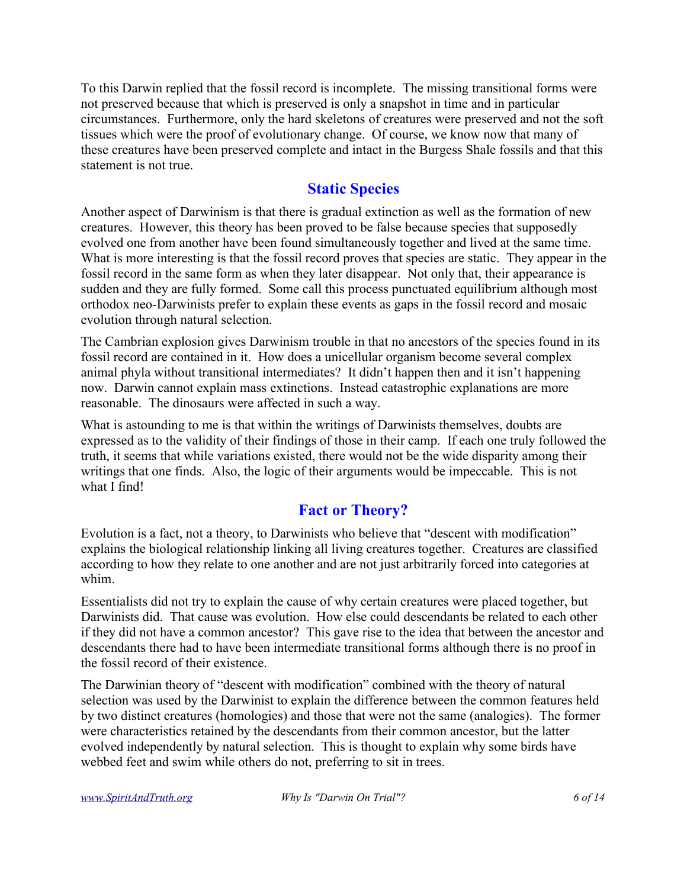To this Darwin replied that the fossil record is incomplete. The missing transitional forms were not preserved because that which is preserved is only a snapshot in time and in particular circumstances. Furthermore, only the hard skeletons of creatures were preserved and not the soft tissues which were the proof of evolutionary change. Of course, we know now that many of these creatures have been preserved complete and intact in the Burgess Shale fossils and that this statement is not true.

## Static Species

Another aspect of Darwinism is that there is gradual extinction as well as the formation of new creatures. However, this theory has been proved to be false because species that supposedly evolved one from another have been found simultaneously together and lived at the same time. What is more interesting is that the fossil record proves that species are static. They appear in the fossil record in the same form as when they later disappear. Not only that, their appearance is sudden and they are fully formed. Some call this process punctuated equilibrium although most orthodox neo-Darwinists prefer to explain these events as gaps in the fossil record and mosaic evolution through natural selection.

The Cambrian explosion gives Darwinism trouble in that no ancestors of the species found in its fossil record are contained in it. How does a unicellular organism become several complex animal phyla without transitional intermediates? It didn't happen then and it isn't happening now. Darwin cannot explain mass extinctions. Instead catastrophic explanations are more reasonable. The dinosaurs were affected in such a way.

What is astounding to me is that within the writings of Darwinists themselves, doubts are expressed as to the validity of their findings of those in their camp. If each one truly followed the truth, it seems that while variations existed, there would not be the wide disparity among their writings that one finds. Also, the logic of their arguments would be impeccable. This is not what I find!

## Fact or Theory?

Evolution is a fact, not a theory, to Darwinists who believe that "descent with modification" explains the biological relationship linking all living creatures together. Creatures are classified according to how they relate to one another and are not just arbitrarily forced into categories at whim.

Essentialists did not try to explain the cause of why certain creatures were placed together, but Darwinists did. That cause was evolution. How else could descendants be related to each other if they did not have a common ancestor? This gave rise to the idea that between the ancestor and descendants there had to have been intermediate transitional forms although there is no proof in the fossil record of their existence.

The Darwinian theory of "descent with modification" combined with the theory of natural selection was used by the Darwinist to explain the difference between the common features held by two distinct creatures (homologies) and those that were not the same (analogies). The former were characteristics retained by the descendants from their common ancestor, but the latter evolved independently by natural selection. This is thought to explain why some birds have webbed feet and swim while others do not, preferring to sit in trees.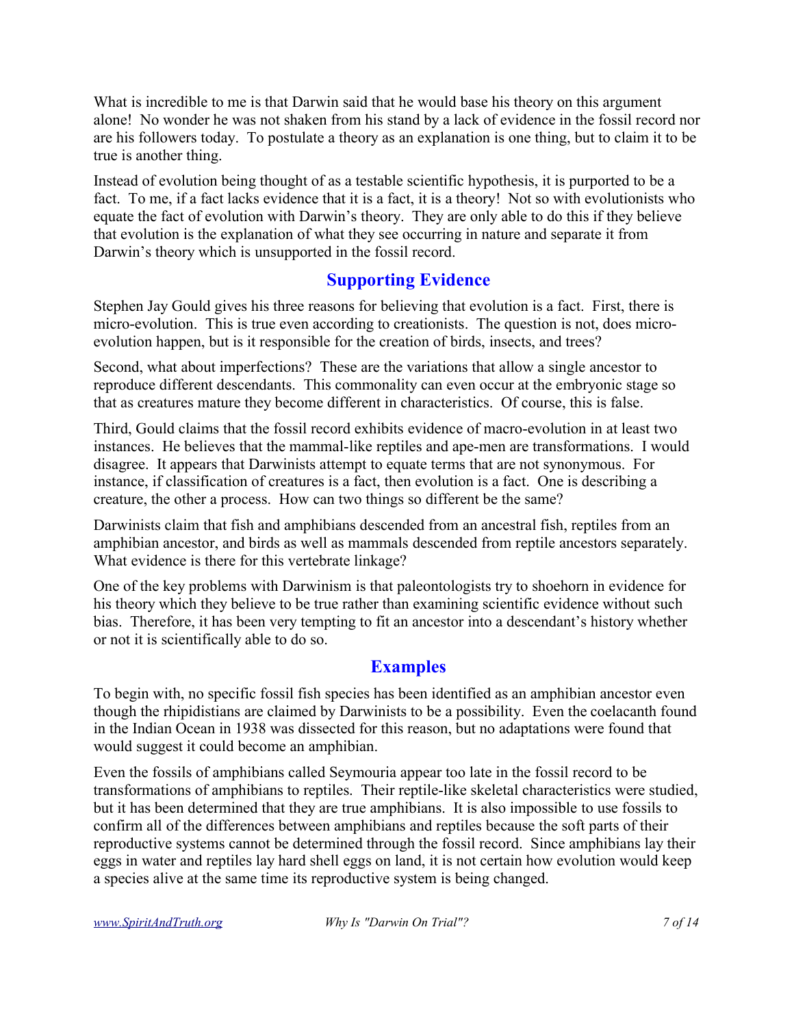What is incredible to me is that Darwin said that he would base his theory on this argument alone! No wonder he was not shaken from his stand by a lack of evidence in the fossil record nor are his followers today. To postulate a theory as an explanation is one thing, but to claim it to be true is another thing.

Instead of evolution being thought of as a testable scientific hypothesis, it is purported to be a fact. To me, if a fact lacks evidence that it is a fact, it is a theory! Not so with evolutionists who equate the fact of evolution with Darwin's theory. They are only able to do this if they believe that evolution is the explanation of what they see occurring in nature and separate it from Darwin's theory which is unsupported in the fossil record.

## Supporting Evidence

Stephen Jay Gould gives his three reasons for believing that evolution is a fact. First, there is micro-evolution. This is true even according to creationists. The question is not, does micro-evolution happen, but is it responsible for the creation of birds, insects, and trees?

Second, what about imperfections? These are the variations that allow a single ancestor to reproduce different descendants. This commonality can even occur at the embryonic stage so that as creatures mature they become different in characteristics. Of course, this is false.

Third, Gould claims that the fossil record exhibits evidence of macro-evolution in at least two instances. He believes that the mammal-like reptiles and ape-men are transformations. I would disagree. It appears that Darwinists attempt to equate terms that are not synonymous. For instance, if classification of creatures is a fact, then evolution is a fact. One is describing a creature, the other a process. How can two things so different be the same?

Darwinists claim that fish and amphibians descended from an ancestral fish, reptiles from an amphibian ancestor, and birds as well as mammals descended from reptile ancestors separately. What evidence is there for this vertebrate linkage?

One of the key problems with Darwinism is that paleontologists try to shoehorn in evidence for his theory which they believe to be true rather than examining scientific evidence without such bias. Therefore, it has been very tempting to fit an ancestor into a descendant's history whether or not it is scientifically able to do so.

## Examples

To begin with, no specific fossil fish species has been identified as an amphibian ancestor even though the rhipidistians are claimed by Darwinists to be a possibility. Even the coelacanth found in the Indian Ocean in 1938 was dissected for this reason, but no adaptations were found that would suggest it could become an amphibian.

Even the fossils of amphibians called Seymouria appear too late in the fossil record to be transformations of amphibians to reptiles. Their reptile-like skeletal characteristics were studied, but it has been determined that they are true amphibians. It is also impossible to use fossils to confirm all of the differences between amphibians and reptiles because the soft parts of their reproductive systems cannot be determined through the fossil record. Since amphibians lay their eggs in water and reptiles lay hard shell eggs on land, it is not certain how evolution would keep a species alive at the same time its reproductive system is being changed.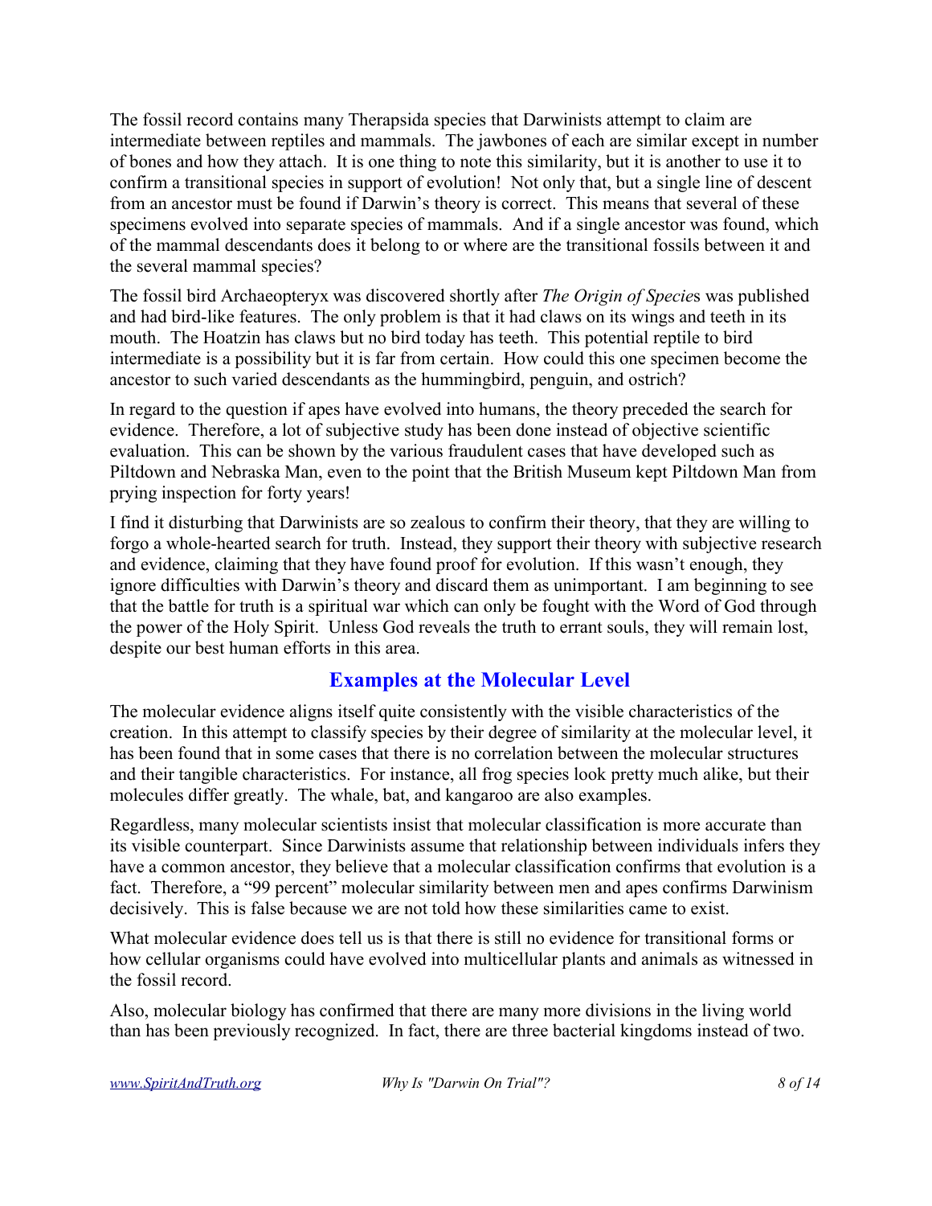The fossil record contains many Therapsida species that Darwinists attempt to claim are intermediate between reptiles and mammals. The jawbones of each are similar except in number of bones and how they attach. It is one thing to note this similarity, but it is another to use it to confirm a transitional species in support of evolution! Not only that, but a single line of descent from an ancestor must be found if Darwin's theory is correct. This means that several of these specimens evolved into separate species of mammals. And if a single ancestor was found, which of the mammal descendants does it belong to or where are the transitional fossils between it and the several mammal species?

The fossil bird Archaeopteryx was discovered shortly after *The Origin of Species* was published and had bird-like features. The only problem is that it had claws on its wings and teeth in its mouth. The Hoatzin has claws but no bird today has teeth. This potential reptile to bird intermediate is a possibility but it is far from certain. How could this one specimen become the ancestor to such varied descendants as the hummingbird, penguin, and ostrich?

In regard to the question if apes have evolved into humans, the theory preceded the search for evidence. Therefore, a lot of subjective study has been done instead of objective scientific evaluation. This can be shown by the various fraudulent cases that have developed such as Piltdown and Nebraska Man, even to the point that the British Museum kept Piltdown Man from prying inspection for forty years!

I find it disturbing that Darwinists are so zealous to confirm their theory, that they are willing to forgo a whole-hearted search for truth. Instead, they support their theory with subjective research and evidence, claiming that they have found proof for evolution. If this wasn't enough, they ignore difficulties with Darwin's theory and discard them as unimportant. I am beginning to see that the battle for truth is a spiritual war which can only be fought with the Word of God through the power of the Holy Spirit. Unless God reveals the truth to errant souls, they will remain lost, despite our best human efforts in this area.

## Examples at the Molecular Level

The molecular evidence aligns itself quite consistently with the visible characteristics of the creation. In this attempt to classify species by their degree of similarity at the molecular level, it has been found that in some cases that there is no correlation between the molecular structures and their tangible characteristics. For instance, all frog species look pretty much alike, but their molecules differ greatly. The whale, bat, and kangaroo are also examples.

Regardless, many molecular scientists insist that molecular classification is more accurate than its visible counterpart. Since Darwinists assume that relationship between individuals infers they have a common ancestor, they believe that a molecular classification confirms that evolution is a fact. Therefore, a "99 percent" molecular similarity between men and apes confirms Darwinism decisively. This is false because we are not told how these similarities came to exist.

What molecular evidence does tell us is that there is still no evidence for transitional forms or how cellular organisms could have evolved into multicellular plants and animals as witnessed in the fossil record.

Also, molecular biology has confirmed that there are many more divisions in the living world than has been previously recognized. In fact, there are three bacterial kingdoms instead of two.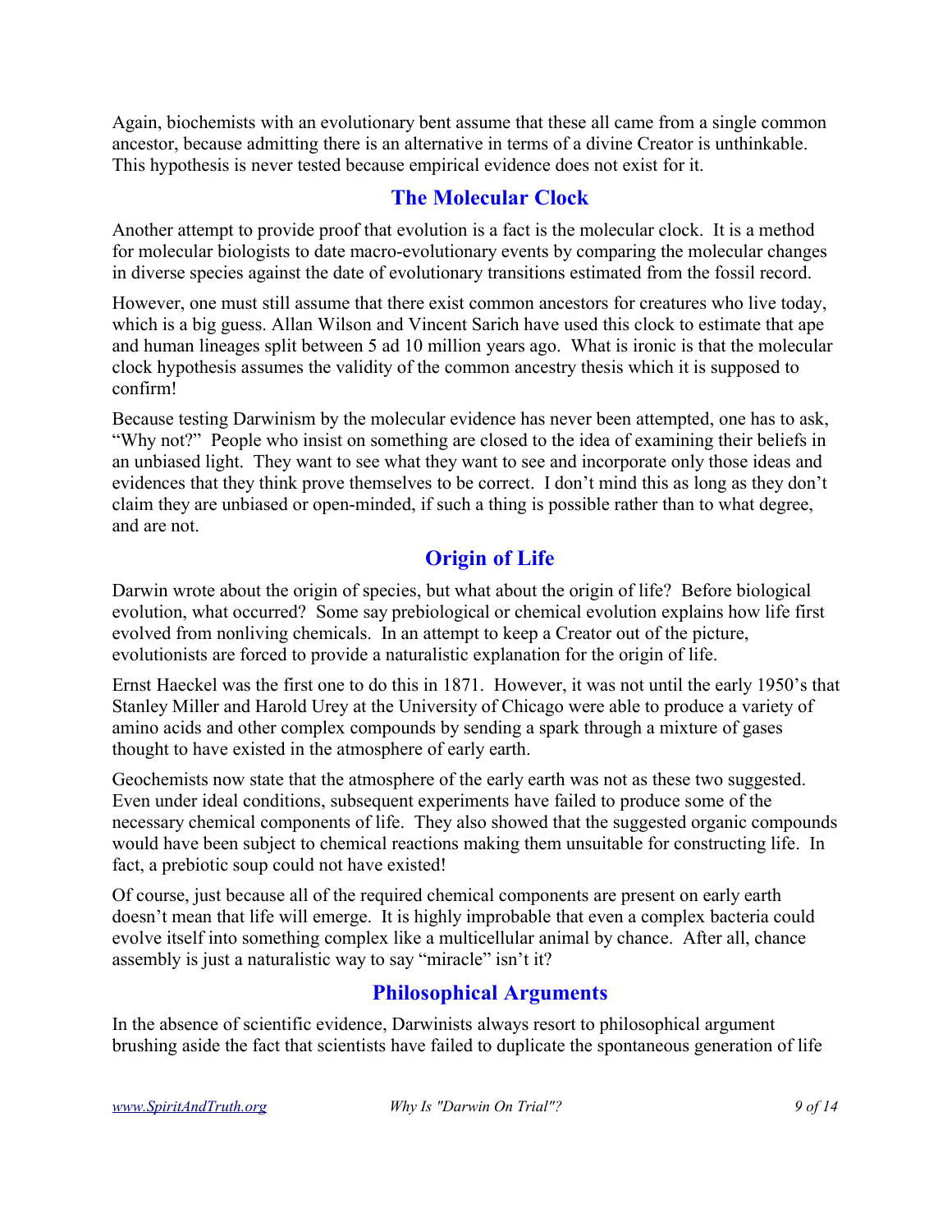Again, biochemists with an evolutionary bent assume that these all came from a single common ancestor, because admitting there is an alternative in terms of a divine Creator is unthinkable. This hypothesis is never tested because empirical evidence does not exist for it.

## The Molecular Clock

Another attempt to provide proof that evolution is a fact is the molecular clock. It is a method for molecular biologists to date macro-evolutionary events by comparing the molecular changes in diverse species against the date of evolutionary transitions estimated from the fossil record.

However, one must still assume that there exist common ancestors for creatures who live today, which is a big guess. Allan Wilson and Vincent Sarich have used this clock to estimate that ape and human lineages split between 5 ad 10 million years ago. What is ironic is that the molecular clock hypothesis assumes the validity of the common ancestry thesis which it is supposed to confirm!

Because testing Darwinism by the molecular evidence has never been attempted, one has to ask, "Why not?" People who insist on something are closed to the idea of examining their beliefs in an unbiased light. They want to see what they want to see and incorporate only those ideas and evidences that they think prove themselves to be correct. I don't mind this as long as they don't claim they are unbiased or open-minded, if such a thing is possible rather than to what degree, and are not.

## Origin of Life

Darwin wrote about the origin of species, but what about the origin of life? Before biological evolution, what occurred? Some say prebiological or chemical evolution explains how life first evolved from nonliving chemicals. In an attempt to keep a Creator out of the picture, evolutionists are forced to provide a naturalistic explanation for the origin of life.

Ernst Haeckel was the first one to do this in 1871. However, it was not until the early 1950's that Stanley Miller and Harold Urey at the University of Chicago were able to produce a variety of amino acids and other complex compounds by sending a spark through a mixture of gases thought to have existed in the atmosphere of early earth.

Geochemists now state that the atmosphere of the early earth was not as these two suggested. Even under ideal conditions, subsequent experiments have failed to produce some of the necessary chemical components of life. They also showed that the suggested organic compounds would have been subject to chemical reactions making them unsuitable for constructing life. In fact, a prebiotic soup could not have existed!

Of course, just because all of the required chemical components are present on early earth doesn't mean that life will emerge. It is highly improbable that even a complex bacteria could evolve itself into something complex like a multicellular animal by chance. After all, chance assembly is just a naturalistic way to say "miracle" isn't it?

## Philosophical Arguments

In the absence of scientific evidence, Darwinists always resort to philosophical argument brushing aside the fact that scientists have failed to duplicate the spontaneous generation of life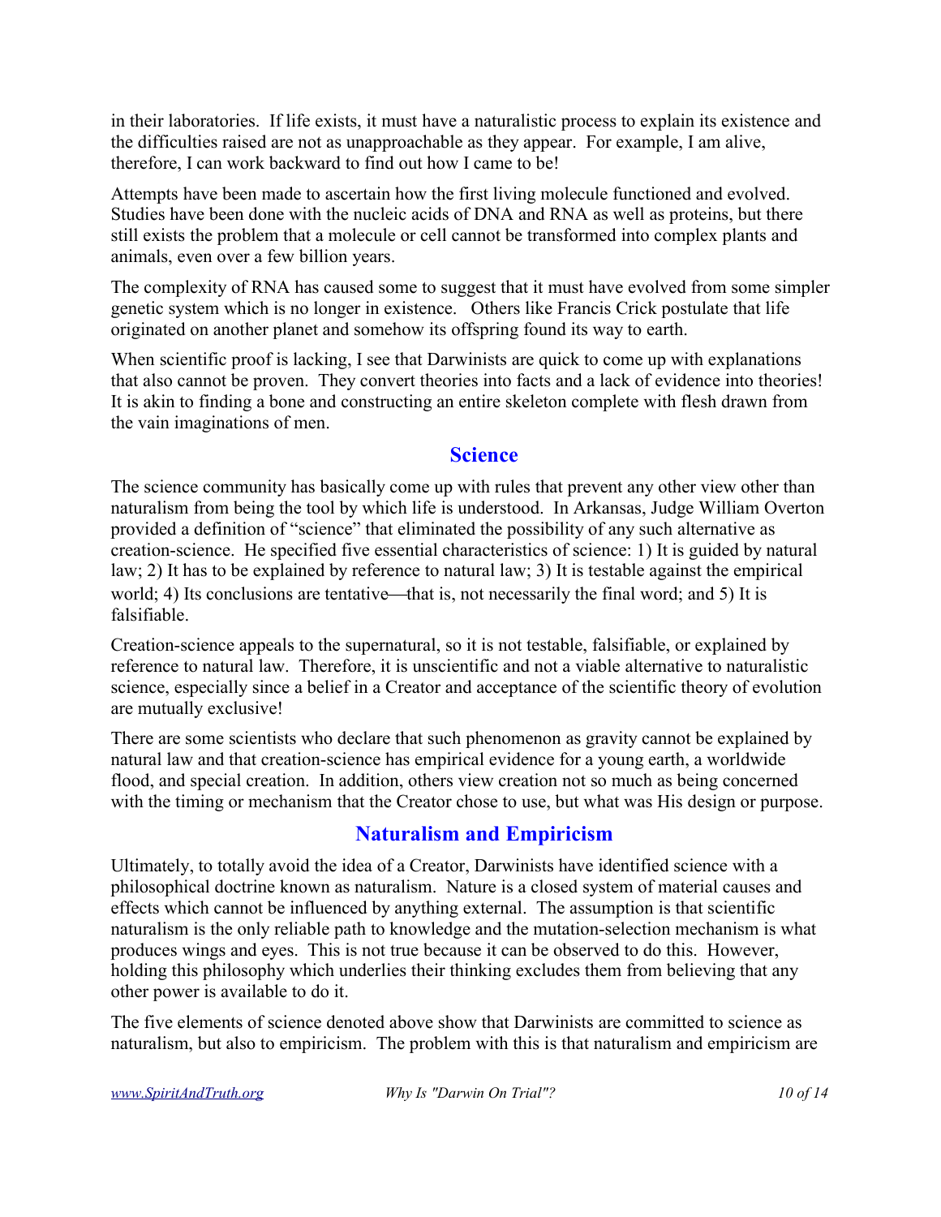in their laboratories. If life exists, it must have a naturalistic process to explain its existence and the difficulties raised are not as unapproachable as they appear. For example, I am alive, therefore, I can work backward to find out how I came to be!

Attempts have been made to ascertain how the first living molecule functioned and evolved. Studies have been done with the nucleic acids of DNA and RNA as well as proteins, but there still exists the problem that a molecule or cell cannot be transformed into complex plants and animals, even over a few billion years.

The complexity of RNA has caused some to suggest that it must have evolved from some simpler genetic system which is no longer in existence. Others like Francis Crick postulate that life originated on another planet and somehow its offspring found its way to earth.

When scientific proof is lacking, I see that Darwinists are quick to come up with explanations that also cannot be proven. They convert theories into facts and a lack of evidence into theories! It is akin to finding a bone and constructing an entire skeleton complete with flesh drawn from the vain imaginations of men.

## Science

The science community has basically come up with rules that prevent any other view other than naturalism from being the tool by which life is understood. In Arkansas, Judge William Overton provided a definition of "science" that eliminated the possibility of any such alternative as creation-science. He specified five essential characteristics of science: 1) It is guided by natural law; 2) It has to be explained by reference to natural law; 3) It is testable against the empirical world; 4) Its conclusions are tentative—that is, not necessarily the final word; and 5) It is falsifiable.

Creation-science appeals to the supernatural, so it is not testable, falsifiable, or explained by reference to natural law. Therefore, it is unscientific and not a viable alternative to naturalistic science, especially since a belief in a Creator and acceptance of the scientific theory of evolution are mutually exclusive!

There are some scientists who declare that such phenomenon as gravity cannot be explained by natural law and that creation-science has empirical evidence for a young earth, a worldwide flood, and special creation. In addition, others view creation not so much as being concerned with the timing or mechanism that the Creator chose to use, but what was His design or purpose.

## Naturalism and Empiricism

Ultimately, to totally avoid the idea of a Creator, Darwinists have identified science with a philosophical doctrine known as naturalism. Nature is a closed system of material causes and effects which cannot be influenced by anything external. The assumption is that scientific naturalism is the only reliable path to knowledge and the mutation-selection mechanism is what produces wings and eyes. This is not true because it can be observed to do this. However, holding this philosophy which underlies their thinking excludes them from believing that any other power is available to do it.

The five elements of science denoted above show that Darwinists are committed to science as naturalism, but also to empiricism. The problem with this is that naturalism and empiricism are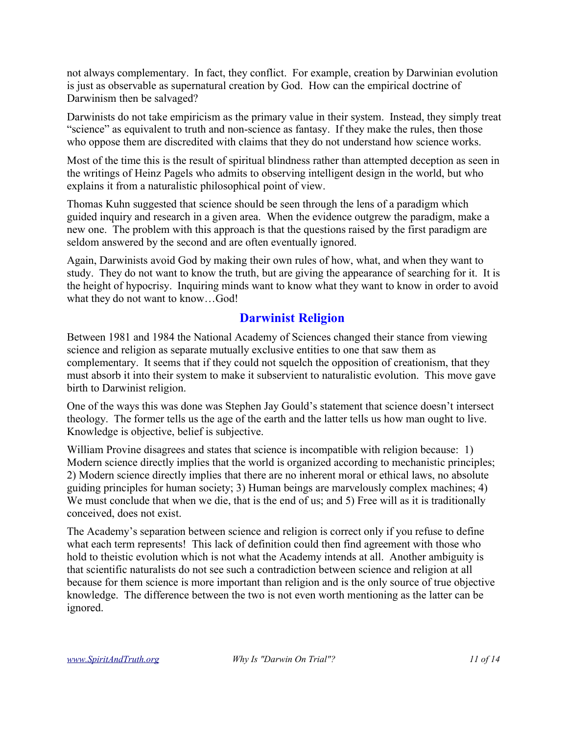not always complementary. In fact, they conflict. For example, creation by Darwinian evolution is just as observable as supernatural creation by God. How can the empirical doctrine of Darwinism then be salvaged?

Darwinists do not take empiricism as the primary value in their system. Instead, they simply treat "science" as equivalent to truth and non-science as fantasy. If they make the rules, then those who oppose them are discredited with claims that they do not understand how science works.

Most of the time this is the result of spiritual blindness rather than attempted deception as seen in the writings of Heinz Pagels who admits to observing intelligent design in the world, but who explains it from a naturalistic philosophical point of view.

Thomas Kuhn suggested that science should be seen through the lens of a paradigm which guided inquiry and research in a given area. When the evidence outgrew the paradigm, make a new one. The problem with this approach is that the questions raised by the first paradigm are seldom answered by the second and are often eventually ignored.

Again, Darwinists avoid God by making their own rules of how, what, and when they want to study. They do not want to know the truth, but are giving the appearance of searching for it. It is the height of hypocrisy. Inquiring minds want to know what they want to know in order to avoid what they do not want to know…God!

## Darwinist Religion

Between 1981 and 1984 the National Academy of Sciences changed their stance from viewing science and religion as separate mutually exclusive entities to one that saw them as complementary. It seems that if they could not squelch the opposition of creationism, that they must absorb it into their system to make it subservient to naturalistic evolution. This move gave birth to Darwinist religion.

One of the ways this was done was Stephen Jay Gould's statement that science doesn't intersect theology. The former tells us the age of the earth and the latter tells us how man ought to live. Knowledge is objective, belief is subjective.

William Provine disagrees and states that science is incompatible with religion because: 1) Modern science directly implies that the world is organized according to mechanistic principles; 2) Modern science directly implies that there are no inherent moral or ethical laws, no absolute guiding principles for human society; 3) Human beings are marvelously complex machines; 4) We must conclude that when we die, that is the end of us; and 5) Free will as it is traditionally conceived, does not exist.

The Academy's separation between science and religion is correct only if you refuse to define what each term represents! This lack of definition could then find agreement with those who hold to theistic evolution which is not what the Academy intends at all. Another ambiguity is that scientific naturalists do not see such a contradiction between science and religion at all because for them science is more important than religion and is the only source of true objective knowledge. The difference between the two is not even worth mentioning as the latter can be ignored.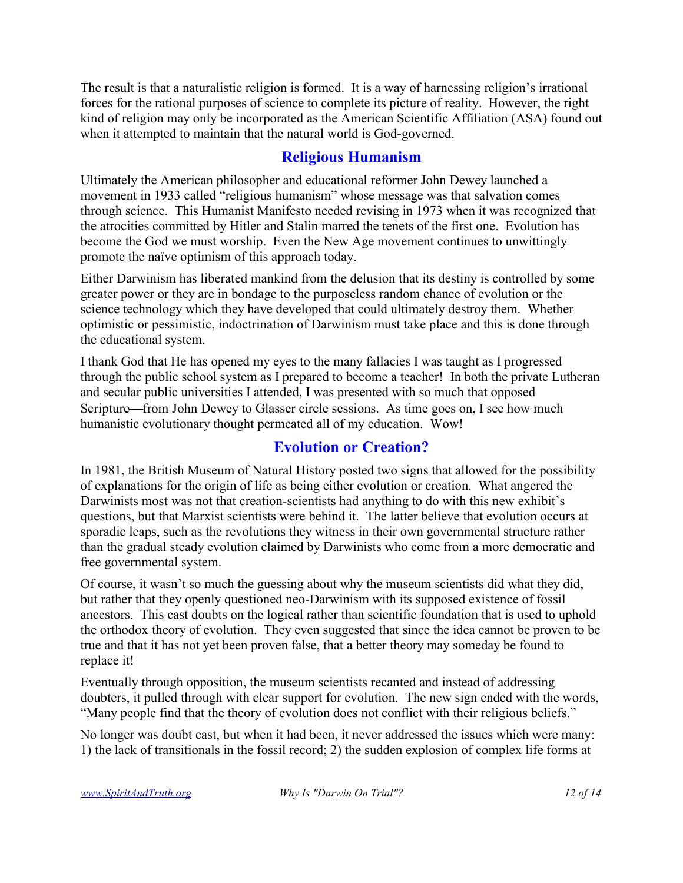The result is that a naturalistic religion is formed. It is a way of harnessing religion's irrational forces for the rational purposes of science to complete its picture of reality. However, the right kind of religion may only be incorporated as the American Scientific Affiliation (ASA) found out when it attempted to maintain that the natural world is God-governed.

## Religious Humanism

Ultimately the American philosopher and educational reformer John Dewey launched a movement in 1933 called "religious humanism" whose message was that salvation comes through science. This Humanist Manifesto needed revising in 1973 when it was recognized that the atrocities committed by Hitler and Stalin marred the tenets of the first one. Evolution has become the God we must worship. Even the New Age movement continues to unwittingly promote the naïve optimism of this approach today.

Either Darwinism has liberated mankind from the delusion that its destiny is controlled by some greater power or they are in bondage to the purposeless random chance of evolution or the science technology which they have developed that could ultimately destroy them. Whether optimistic or pessimistic, indoctrination of Darwinism must take place and this is done through the educational system.

I thank God that He has opened my eyes to the many fallacies I was taught as I progressed through the public school system as I prepared to become a teacher! In both the private Lutheran and secular public universities I attended, I was presented with so much that opposed Scripture—from John Dewey to Glasser circle sessions. As time goes on, I see how much humanistic evolutionary thought permeated all of my education. Wow!

## Evolution or Creation?

In 1981, the British Museum of Natural History posted two signs that allowed for the possibility of explanations for the origin of life as being either evolution or creation. What angered the Darwinists most was not that creation-scientists had anything to do with this new exhibit's questions, but that Marxist scientists were behind it. The latter believe that evolution occurs at sporadic leaps, such as the revolutions they witness in their own governmental structure rather than the gradual steady evolution claimed by Darwinists who come from a more democratic and free governmental system.

Of course, it wasn't so much the guessing about why the museum scientists did what they did, but rather that they openly questioned neo-Darwinism with its supposed existence of fossil ancestors. This cast doubts on the logical rather than scientific foundation that is used to uphold the orthodox theory of evolution. They even suggested that since the idea cannot be proven to be true and that it has not yet been proven false, that a better theory may someday be found to replace it!

Eventually through opposition, the museum scientists recanted and instead of addressing doubters, it pulled through with clear support for evolution. The new sign ended with the words, "Many people find that the theory of evolution does not conflict with their religious beliefs."

No longer was doubt cast, but when it had been, it never addressed the issues which were many: 1) the lack of transitionals in the fossil record; 2) the sudden explosion of complex life forms at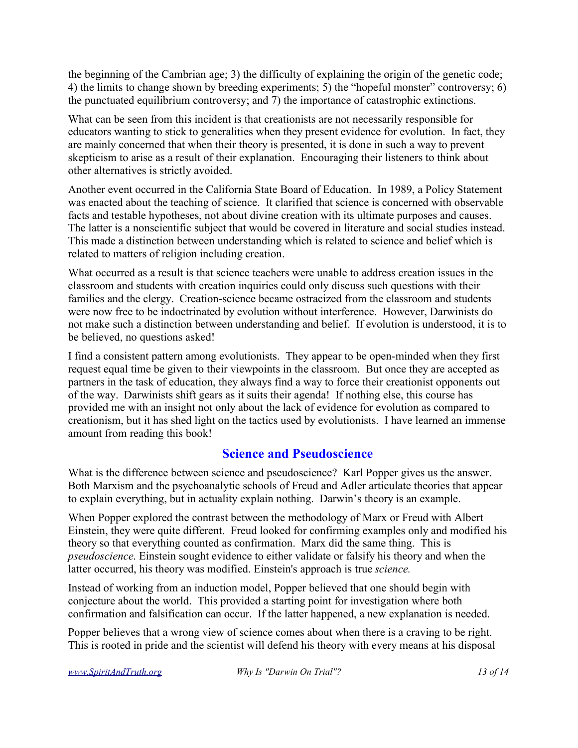the beginning of the Cambrian age; 3) the difficulty of explaining the origin of the genetic code; 4) the limits to change shown by breeding experiments; 5) the "hopeful monster" controversy; 6) the punctuated equilibrium controversy; and 7) the importance of catastrophic extinctions.

What can be seen from this incident is that creationists are not necessarily responsible for educators wanting to stick to generalities when they present evidence for evolution. In fact, they are mainly concerned that when their theory is presented, it is done in such a way to prevent skepticism to arise as a result of their explanation. Encouraging their listeners to think about other alternatives is strictly avoided.

Another event occurred in the California State Board of Education. In 1989, a Policy Statement was enacted about the teaching of science. It clarified that science is concerned with observable facts and testable hypotheses, not about divine creation with its ultimate purposes and causes. The latter is a nonscientific subject that would be covered in literature and social studies instead. This made a distinction between understanding which is related to science and belief which is related to matters of religion including creation.

What occurred as a result is that science teachers were unable to address creation issues in the classroom and students with creation inquiries could only discuss such questions with their families and the clergy. Creation-science became ostracized from the classroom and students were now free to be indoctrinated by evolution without interference. However, Darwinists do not make such a distinction between understanding and belief. If evolution is understood, it is to be believed, no questions asked!

I find a consistent pattern among evolutionists. They appear to be open-minded when they first request equal time be given to their viewpoints in the classroom. But once they are accepted as partners in the task of education, they always find a way to force their creationist opponents out of the way. Darwinists shift gears as it suits their agenda! If nothing else, this course has provided me with an insight not only about the lack of evidence for evolution as compared to creationism, but it has shed light on the tactics used by evolutionists. I have learned an immense amount from reading this book!

## Science and Pseudoscience

What is the difference between science and pseudoscience? Karl Popper gives us the answer. Both Marxism and the psychoanalytic schools of Freud and Adler articulate theories that appear to explain everything, but in actuality explain nothing. Darwin's theory is an example.

When Popper explored the contrast between the methodology of Marx or Freud with Albert Einstein, they were quite different. Freud looked for confirming examples only and modified his theory so that everything counted as confirmation. Marx did the same thing. This is *pseudoscience*. Einstein sought evidence to either validate or falsify his theory and when the latter occurred, his theory was modified. Einstein's approach is true *science.*

Instead of working from an induction model, Popper believed that one should begin with conjecture about the world. This provided a starting point for investigation where both confirmation and falsification can occur. If the latter happened, a new explanation is needed.

Popper believes that a wrong view of science comes about when there is a craving to be right. This is rooted in pride and the scientist will defend his theory with every means at his disposal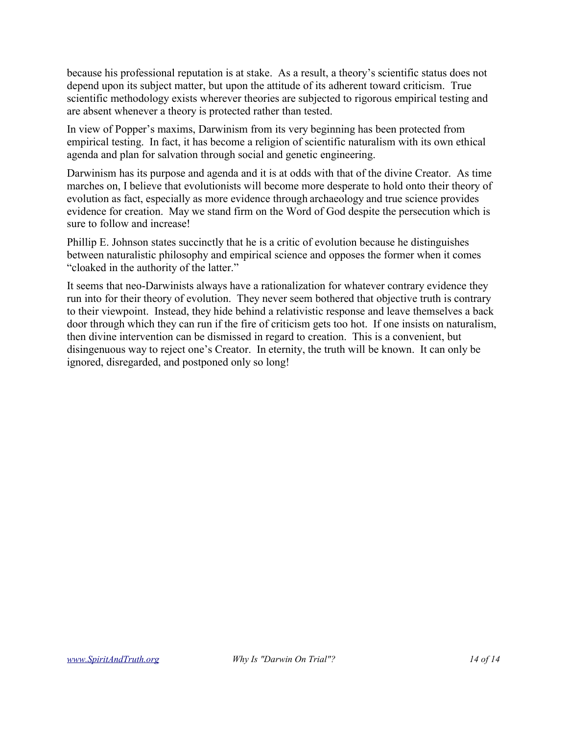because his professional reputation is at stake. As a result, a theory's scientific status does not depend upon its subject matter, but upon the attitude of its adherent toward criticism. True scientific methodology exists wherever theories are subjected to rigorous empirical testing and are absent whenever a theory is protected rather than tested.

In view of Popper's maxims, Darwinism from its very beginning has been protected from empirical testing. In fact, it has become a religion of scientific naturalism with its own ethical agenda and plan for salvation through social and genetic engineering.

Darwinism has its purpose and agenda and it is at odds with that of the divine Creator. As time marches on, I believe that evolutionists will become more desperate to hold onto their theory of evolution as fact, especially as more evidence through archaeology and true science provides evidence for creation. May we stand firm on the Word of God despite the persecution which is sure to follow and increase!

Phillip E. Johnson states succinctly that he is a critic of evolution because he distinguishes between naturalistic philosophy and empirical science and opposes the former when it comes "cloaked in the authority of the latter."

It seems that neo-Darwinists always have a rationalization for whatever contrary evidence they run into for their theory of evolution. They never seem bothered that objective truth is contrary to their viewpoint. Instead, they hide behind a relativistic response and leave themselves a back door through which they can run if the fire of criticism gets too hot. If one insists on naturalism, then divine intervention can be dismissed in regard to creation. This is a convenient, but disingenuous way to reject one's Creator. In eternity, the truth will be known. It can only be ignored, disregarded, and postponed only so long!